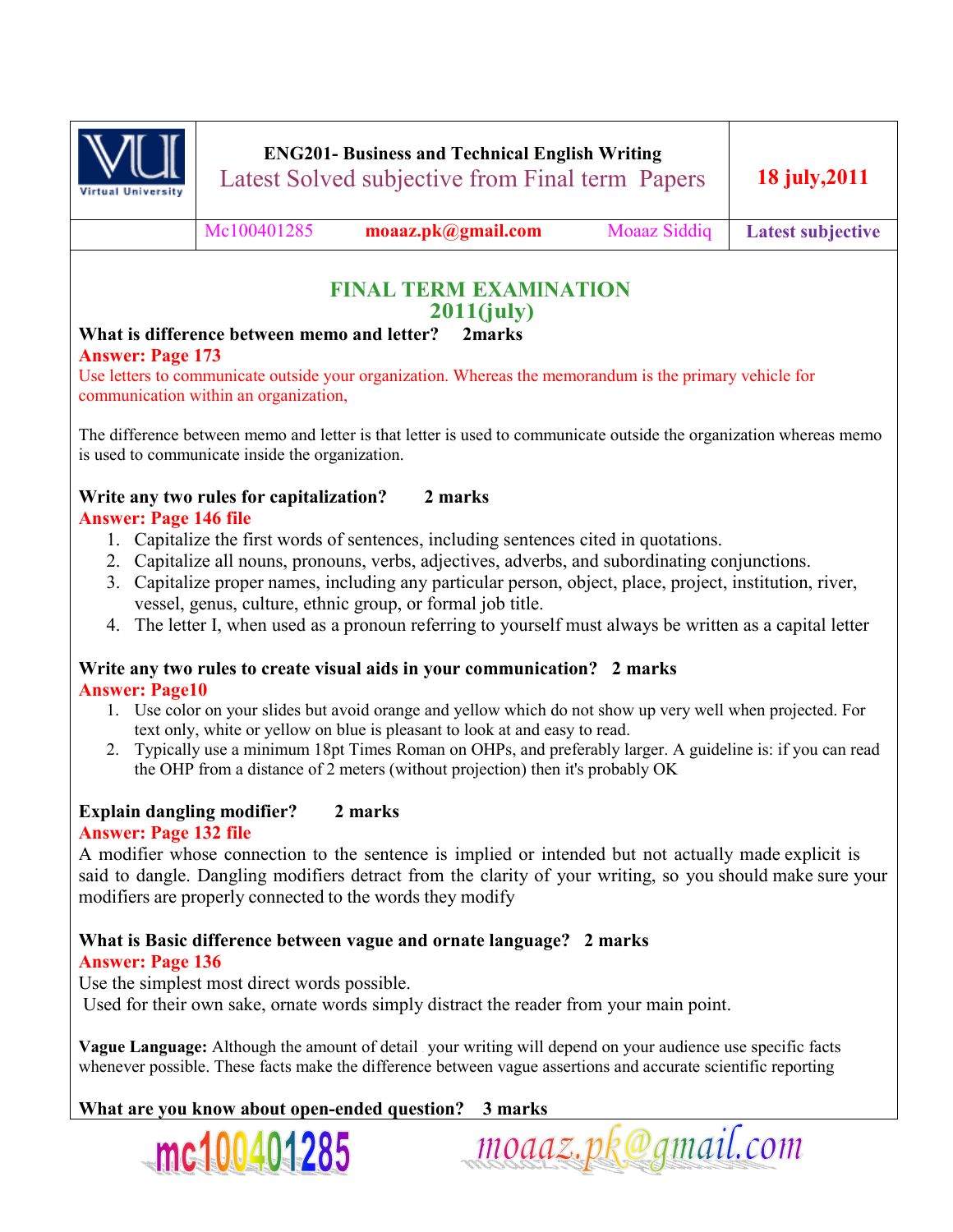| | ENG201- Business and Technical English Writing<br>Latest Solved subjective from Final term Papers | 18 july,2011 |
|---|---|---|
| | Mc100401285 **moaaz.pk@gmail.com** Moaaz Siddiq | **Latest subjective** |

## FINAL TERM EXAMINATION
## 2011(july)

**What is difference between memo and letter? 2marks**

**Answer: Page 173**

Use letters to communicate outside your organization. Whereas the memorandum is the primary vehicle for communication within an organization,

The difference between memo and letter is that letter is used to communicate outside the organization whereas memo is used to communicate inside the organization.

**Write any two rules for capitalization? 2 marks**

**Answer: Page 146 file**

1. Capitalize the first words of sentences, including sentences cited in quotations.
2. Capitalize all nouns, pronouns, verbs, adjectives, adverbs, and subordinating conjunctions.
3. Capitalize proper names, including any particular person, object, place, project, institution, river, vessel, genus, culture, ethnic group, or formal job title.
4. The letter I, when used as a pronoun referring to yourself must always be written as a capital letter

**Write any two rules to create visual aids in your communication? 2 marks**

**Answer: Page10**

1. Use color on your slides but avoid orange and yellow which do not show up very well when projected. For text only, white or yellow on blue is pleasant to look at and easy to read.
2. Typically use a minimum 18pt Times Roman on OHPs, and preferably larger. A guideline is: if you can read the OHP from a distance of 2 meters (without projection) then it's probably OK

**Explain dangling modifier? 2 marks**

**Answer: Page 132 file**

A modifier whose connection to the sentence is implied or intended but not actually made explicit is said to dangle. Dangling modifiers detract from the clarity of your writing, so you should make sure your modifiers are properly connected to the words they modify

**What is Basic difference between vague and ornate language? 2 marks**

**Answer: Page 136**

Use the simplest most direct words possible.
Used for their own sake, ornate words simply distract the reader from your main point.

**Vague Language:** Although the amount of detail your writing will depend on your audience use specific facts whenever possible. These facts make the difference between vague assertions and accurate scientific reporting

**What are you know about open-ended question? 3 marks**

mc100401285 moaaz.pk@gmail.com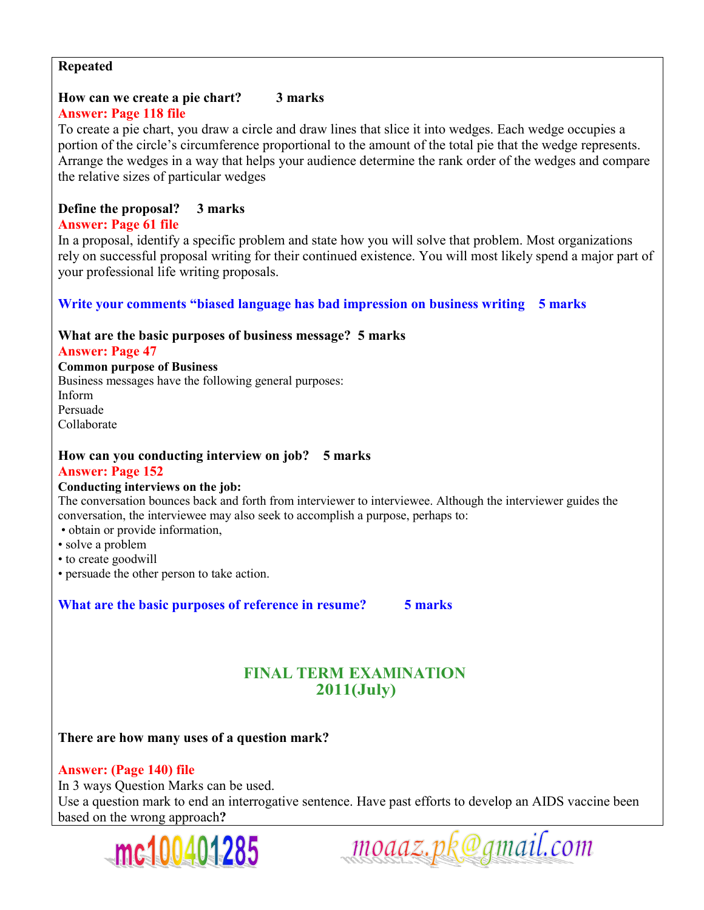**Repeated**

**How can we create a pie chart? 3 marks**

**Answer: Page 118 file**

To create a pie chart, you draw a circle and draw lines that slice it into wedges. Each wedge occupies a portion of the circle's circumference proportional to the amount of the total pie that the wedge represents. Arrange the wedges in a way that helps your audience determine the rank order of the wedges and compare the relative sizes of particular wedges

**Define the proposal? 3 marks**

**Answer: Page 61 file**

In a proposal, identify a specific problem and state how you will solve that problem. Most organizations rely on successful proposal writing for their continued existence. You will most likely spend a major part of your professional life writing proposals.

**Write your comments "biased language has bad impression on business writing 5 marks**

**What are the basic purposes of business message? 5 marks**

**Answer: Page 47**

**Common purpose of Business**

Business messages have the following general purposes:

Inform

Persuade

Collaborate

**How can you conducting interview on job? 5 marks**

**Answer: Page 152**

**Conducting interviews on the job:**

The conversation bounces back and forth from interviewer to interviewee. Although the interviewer guides the conversation, the interviewee may also seek to accomplish a purpose, perhaps to:

- obtain or provide information,
- solve a problem
- to create goodwill
- persuade the other person to take action.

**What are the basic purposes of reference in resume? 5 marks**

## FINAL TERM EXAMINATION 2011(July)

**There are how many uses of a question mark?**

**Answer: (Page 140) file**

In 3 ways Question Marks can be used.

Use a question mark to end an interrogative sentence. Have past efforts to develop an AIDS vaccine been based on the wrong approach**?**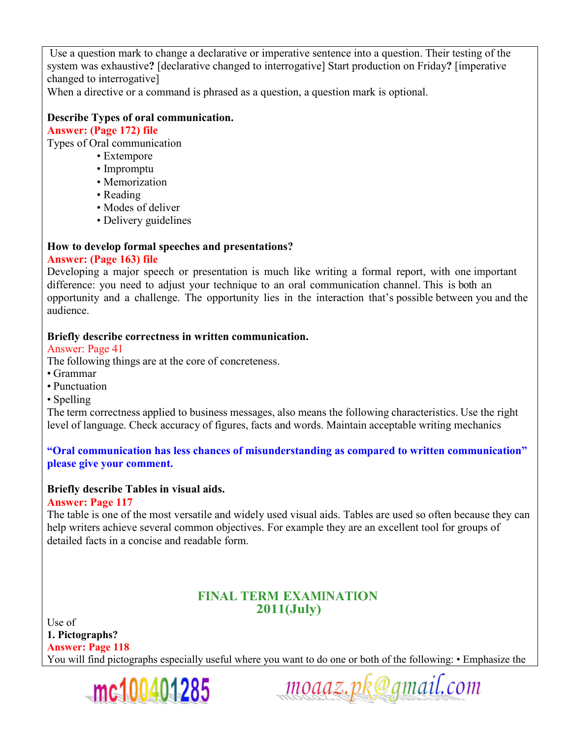Use a question mark to change a declarative or imperative sentence into a question. Their testing of the system was exhaustive**?** [declarative changed to interrogative] Start production on Friday**?** [imperative changed to interrogative]

When a directive or a command is phrased as a question, a question mark is optional.

**Describe Types of oral communication.**

**Answer: (Page 172) file**

Types of Oral communication

- Extempore
- Impromptu
- Memorization
- Reading
- Modes of deliver
- Delivery guidelines

**How to develop formal speeches and presentations?**

**Answer: (Page 163) file**

Developing a major speech or presentation is much like writing a formal report, with one important difference: you need to adjust your technique to an oral communication channel. This is both an opportunity and a challenge. The opportunity lies in the interaction that's possible between you and the audience.

**Briefly describe correctness in written communication.**

Answer: Page 41

The following things are at the core of concreteness.

- Grammar
- Punctuation
- Spelling

The term correctness applied to business messages, also means the following characteristics. Use the right level of language. Check accuracy of figures, facts and words. Maintain acceptable writing mechanics

**"Oral communication has less chances of misunderstanding as compared to written communication" please give your comment.**

**Briefly describe Tables in visual aids.**

**Answer: Page 117**

The table is one of the most versatile and widely used visual aids. Tables are used so often because they can help writers achieve several common objectives. For example they are an excellent tool for groups of detailed facts in a concise and readable form.

## FINAL TERM EXAMINATION 2011(July)

Use of

**1. Pictographs?**

**Answer: Page 118**

You will find pictographs especially useful where you want to do one or both of the following: • Emphasize the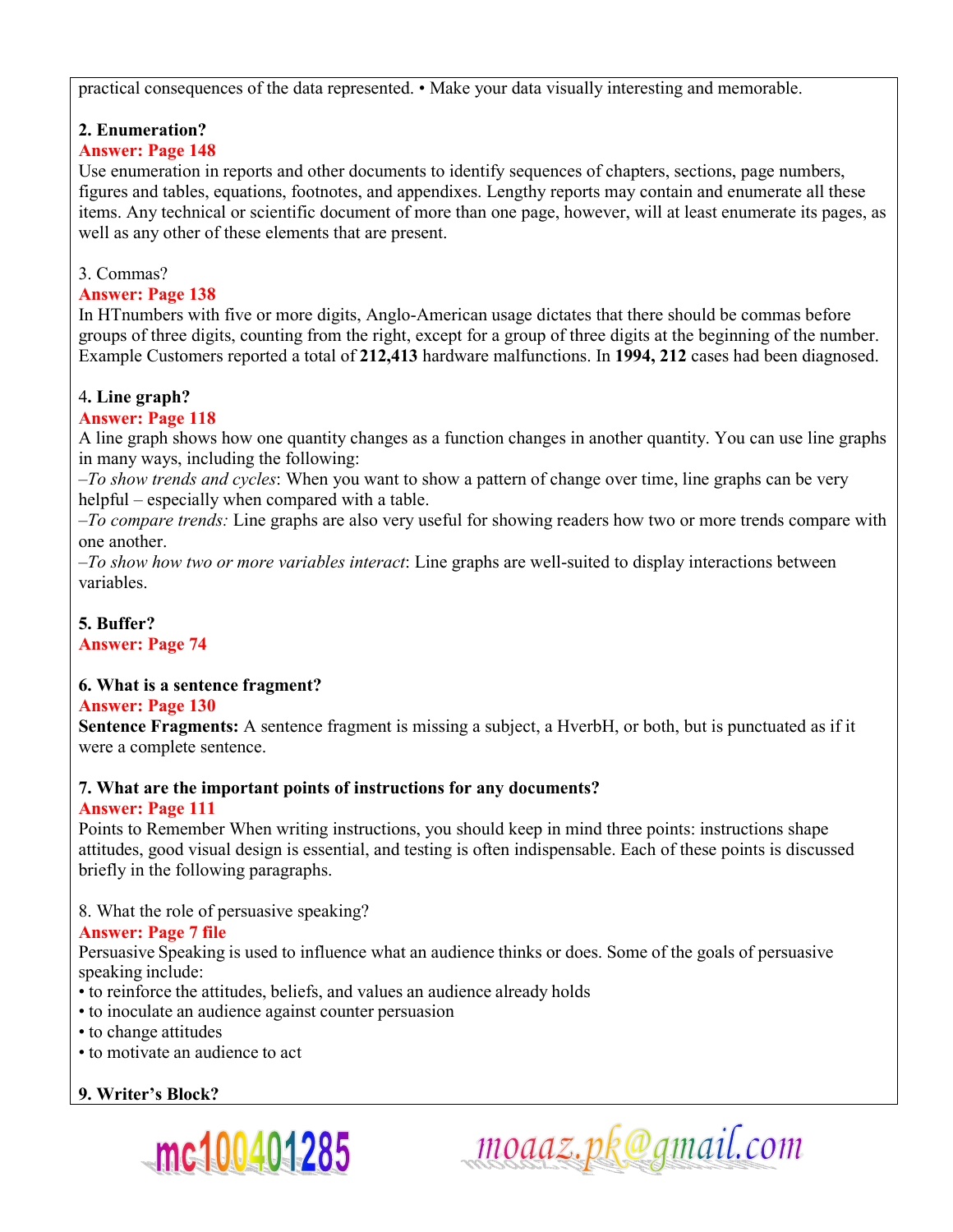practical consequences of the data represented. • Make your data visually interesting and memorable.

**2. Enumeration?**

**Answer: Page 148**

Use enumeration in reports and other documents to identify sequences of chapters, sections, page numbers, figures and tables, equations, footnotes, and appendixes. Lengthy reports may contain and enumerate all these items. Any technical or scientific document of more than one page, however, will at least enumerate its pages, as well as any other of these elements that are present.

3. Commas?

**Answer: Page 138**

In HTnumbers with five or more digits, Anglo-American usage dictates that there should be commas before groups of three digits, counting from the right, except for a group of three digits at the beginning of the number. Example Customers reported a total of **212,413** hardware malfunctions. In **1994, 212** cases had been diagnosed.

4**. Line graph?**

**Answer: Page 118**

A line graph shows how one quantity changes as a function changes in another quantity. You can use line graphs in many ways, including the following:

–*To show trends and cycles*: When you want to show a pattern of change over time, line graphs can be very helpful – especially when compared with a table.

–*To compare trends:* Line graphs are also very useful for showing readers how two or more trends compare with one another.

–*To show how two or more variables interact*: Line graphs are well-suited to display interactions between variables.

**5. Buffer?**

**Answer: Page 74**

**6. What is a sentence fragment?**

**Answer: Page 130**

**Sentence Fragments:** A sentence fragment is missing a subject, a HverbH, or both, but is punctuated as if it were a complete sentence.

**7. What are the important points of instructions for any documents?**

**Answer: Page 111**

Points to Remember When writing instructions, you should keep in mind three points: instructions shape attitudes, good visual design is essential, and testing is often indispensable. Each of these points is discussed briefly in the following paragraphs.

8. What the role of persuasive speaking?

**Answer: Page 7 file**

Persuasive Speaking is used to influence what an audience thinks or does. Some of the goals of persuasive speaking include:

- to reinforce the attitudes, beliefs, and values an audience already holds
- to inoculate an audience against counter persuasion
- to change attitudes
- to motivate an audience to act

**9. Writer's Block?**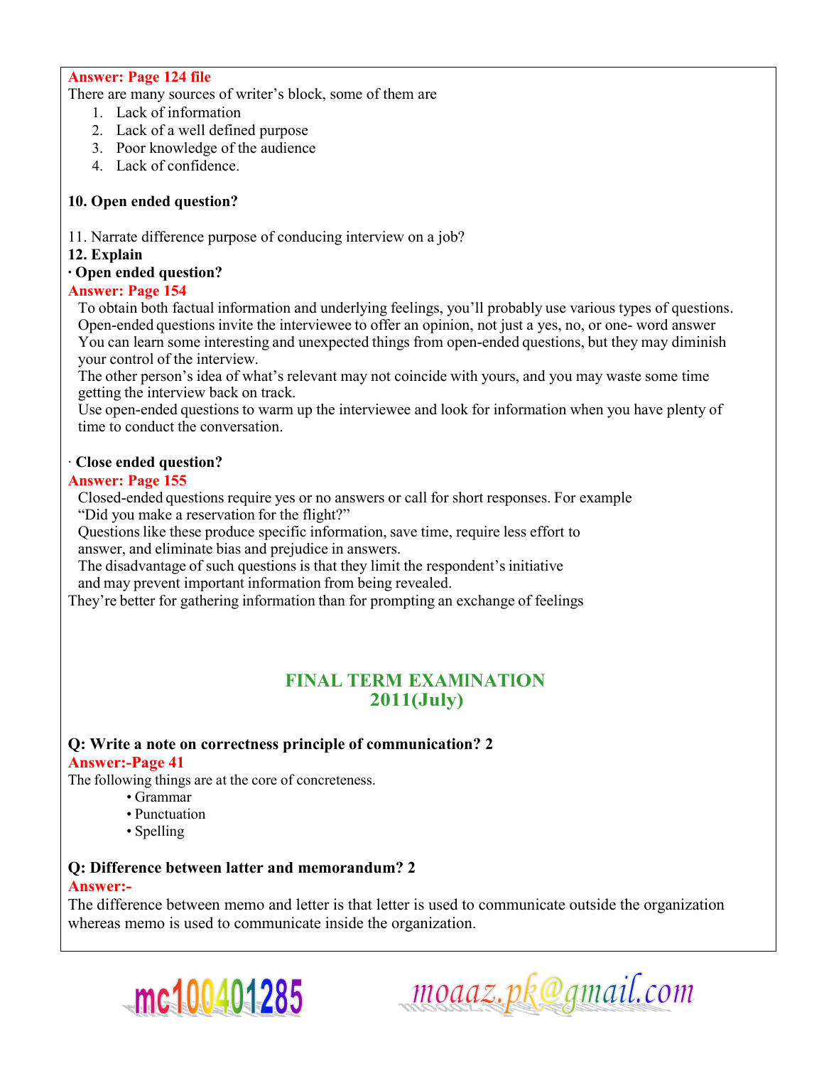**Answer: Page 124 file**

There are many sources of writer's block, some of them are

1. Lack of information
2. Lack of a well defined purpose
3. Poor knowledge of the audience
4. Lack of confidence.

**10. Open ended question?**

11. Narrate difference purpose of conducing interview on a job?

**12. Explain**

**· Open ended question?**

**Answer: Page 154**

To obtain both factual information and underlying feelings, you'll probably use various types of questions. Open-ended questions invite the interviewee to offer an opinion, not just a yes, no, or one- word answer You can learn some interesting and unexpected things from open-ended questions, but they may diminish your control of the interview.

The other person's idea of what's relevant may not coincide with yours, and you may waste some time getting the interview back on track.

Use open-ended questions to warm up the interviewee and look for information when you have plenty of time to conduct the conversation.

**· Close ended question?**

**Answer: Page 155**

Closed-ended questions require yes or no answers or call for short responses. For example "Did you make a reservation for the flight?"

Questions like these produce specific information, save time, require less effort to answer, and eliminate bias and prejudice in answers.

The disadvantage of such questions is that they limit the respondent's initiative and may prevent important information from being revealed.

They're better for gathering information than for prompting an exchange of feelings

## FINAL TERM EXAMINATION 2011(July)

**Q: Write a note on correctness principle of communication? 2**

**Answer:-Page 41**

The following things are at the core of concreteness.

- Grammar
- Punctuation
- Spelling

**Q: Difference between latter and memorandum? 2**

**Answer:-**

The difference between memo and letter is that letter is used to communicate outside the organization whereas memo is used to communicate inside the organization.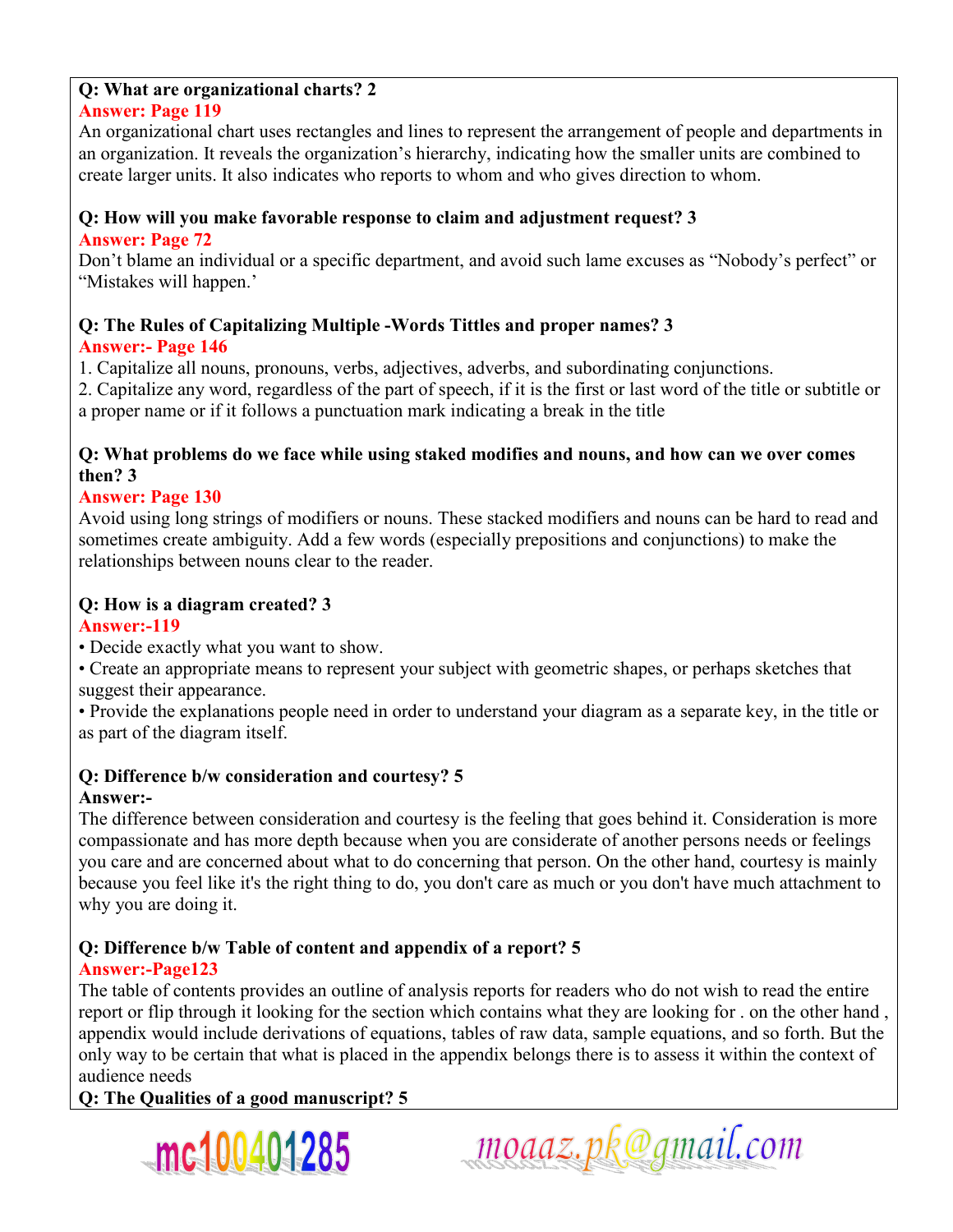**Q: What are organizational charts? 2**

**Answer: Page 119**

An organizational chart uses rectangles and lines to represent the arrangement of people and departments in an organization. It reveals the organization's hierarchy, indicating how the smaller units are combined to create larger units. It also indicates who reports to whom and who gives direction to whom.

**Q: How will you make favorable response to claim and adjustment request? 3**

**Answer: Page 72**

Don't blame an individual or a specific department, and avoid such lame excuses as "Nobody's perfect" or "Mistakes will happen.'

**Q: The Rules of Capitalizing Multiple -Words Tittles and proper names? 3**

**Answer:- Page 146**

1. Capitalize all nouns, pronouns, verbs, adjectives, adverbs, and subordinating conjunctions.
2. Capitalize any word, regardless of the part of speech, if it is the first or last word of the title or subtitle or a proper name or if it follows a punctuation mark indicating a break in the title

**Q: What problems do we face while using staked modifies and nouns, and how can we over comes then? 3**

**Answer: Page 130**

Avoid using long strings of modifiers or nouns. These stacked modifiers and nouns can be hard to read and sometimes create ambiguity. Add a few words (especially prepositions and conjunctions) to make the relationships between nouns clear to the reader.

**Q: How is a diagram created? 3**

**Answer:-119**

- Decide exactly what you want to show.
- Create an appropriate means to represent your subject with geometric shapes, or perhaps sketches that suggest their appearance.
- Provide the explanations people need in order to understand your diagram as a separate key, in the title or as part of the diagram itself.

**Q: Difference b/w consideration and courtesy? 5**

**Answer:-**

The difference between consideration and courtesy is the feeling that goes behind it. Consideration is more compassionate and has more depth because when you are considerate of another persons needs or feelings you care and are concerned about what to do concerning that person. On the other hand, courtesy is mainly because you feel like it's the right thing to do, you don't care as much or you don't have much attachment to why you are doing it.

**Q: Difference b/w Table of content and appendix of a report? 5**

**Answer:-Page123**

The table of contents provides an outline of analysis reports for readers who do not wish to read the entire report or flip through it looking for the section which contains what they are looking for . on the other hand , appendix would include derivations of equations, tables of raw data, sample equations, and so forth. But the only way to be certain that what is placed in the appendix belongs there is to assess it within the context of audience needs

**Q: The Qualities of a good manuscript? 5**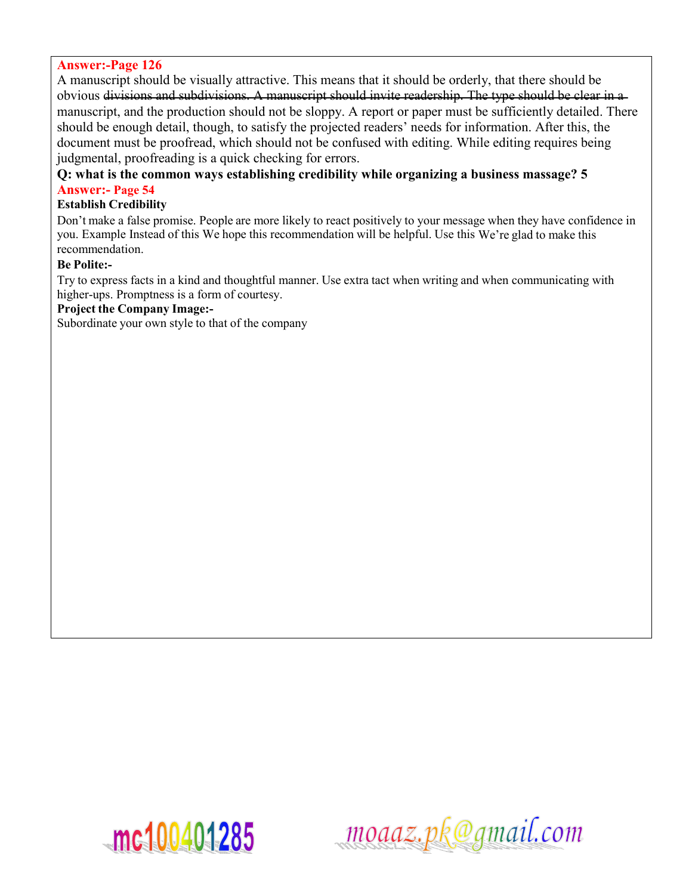**Answer:-Page 126**

A manuscript should be visually attractive. This means that it should be orderly, that there should be obvious ~~divisions and subdivisions. A manuscript should invite readership. The type should be clear in a~~ manuscript, and the production should not be sloppy. A report or paper must be sufficiently detailed. There should be enough detail, though, to satisfy the projected readers' needs for information. After this, the document must be proofread, which should not be confused with editing. While editing requires being judgmental, proofreading is a quick checking for errors.

**Q: what is the common ways establishing credibility while organizing a business massage? 5**

**Answer:- Page 54**

**Establish Credibility**

Don't make a false promise. People are more likely to react positively to your message when they have confidence in you. Example Instead of this We hope this recommendation will be helpful. Use this We're glad to make this recommendation.

**Be Polite:-**

Try to express facts in a kind and thoughtful manner. Use extra tact when writing and when communicating with higher-ups. Promptness is a form of courtesy.

**Project the Company Image:-**

Subordinate your own style to that of the company